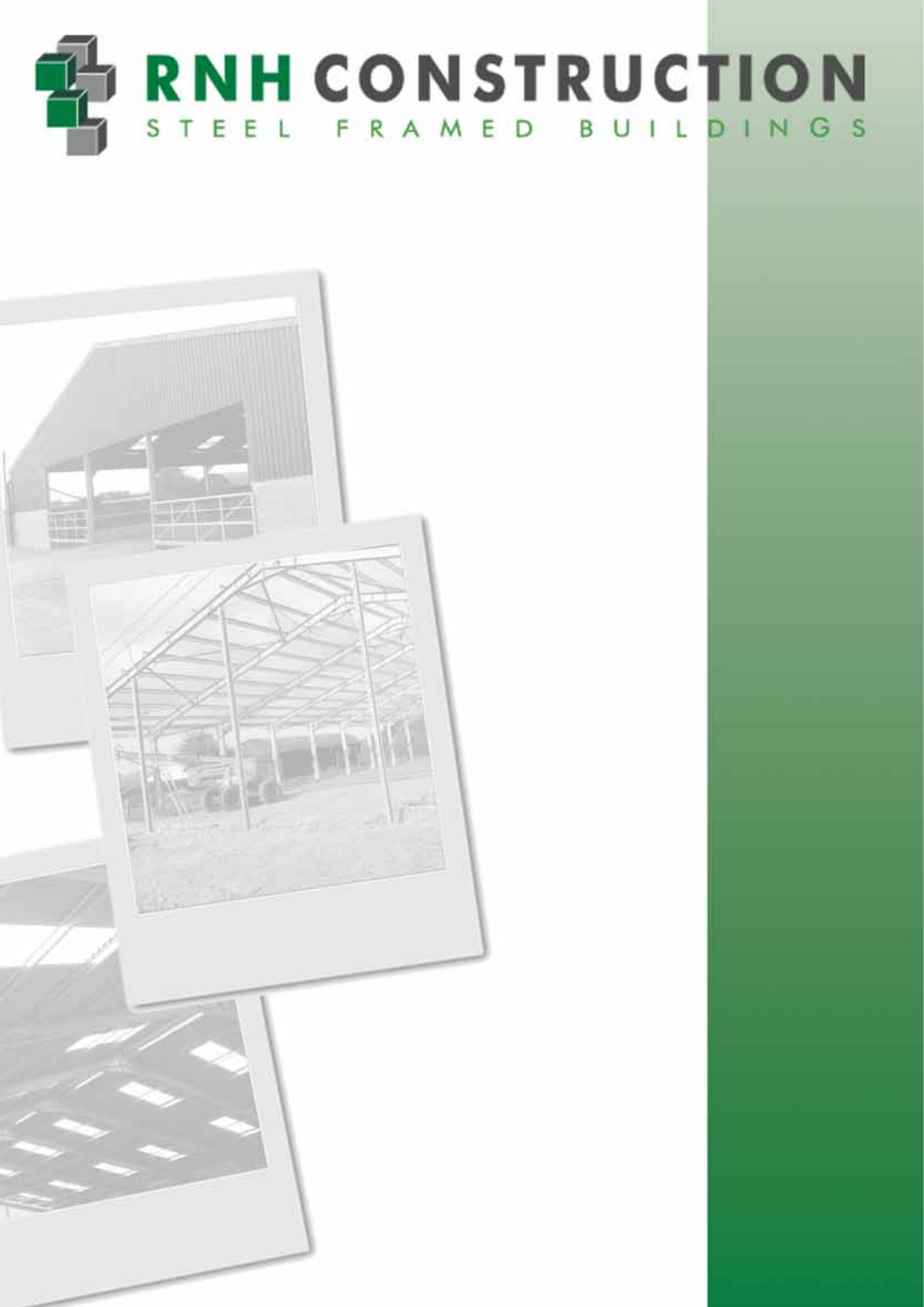# RNH CONSTRUCTION

STEEL FRAMED BUILDINGS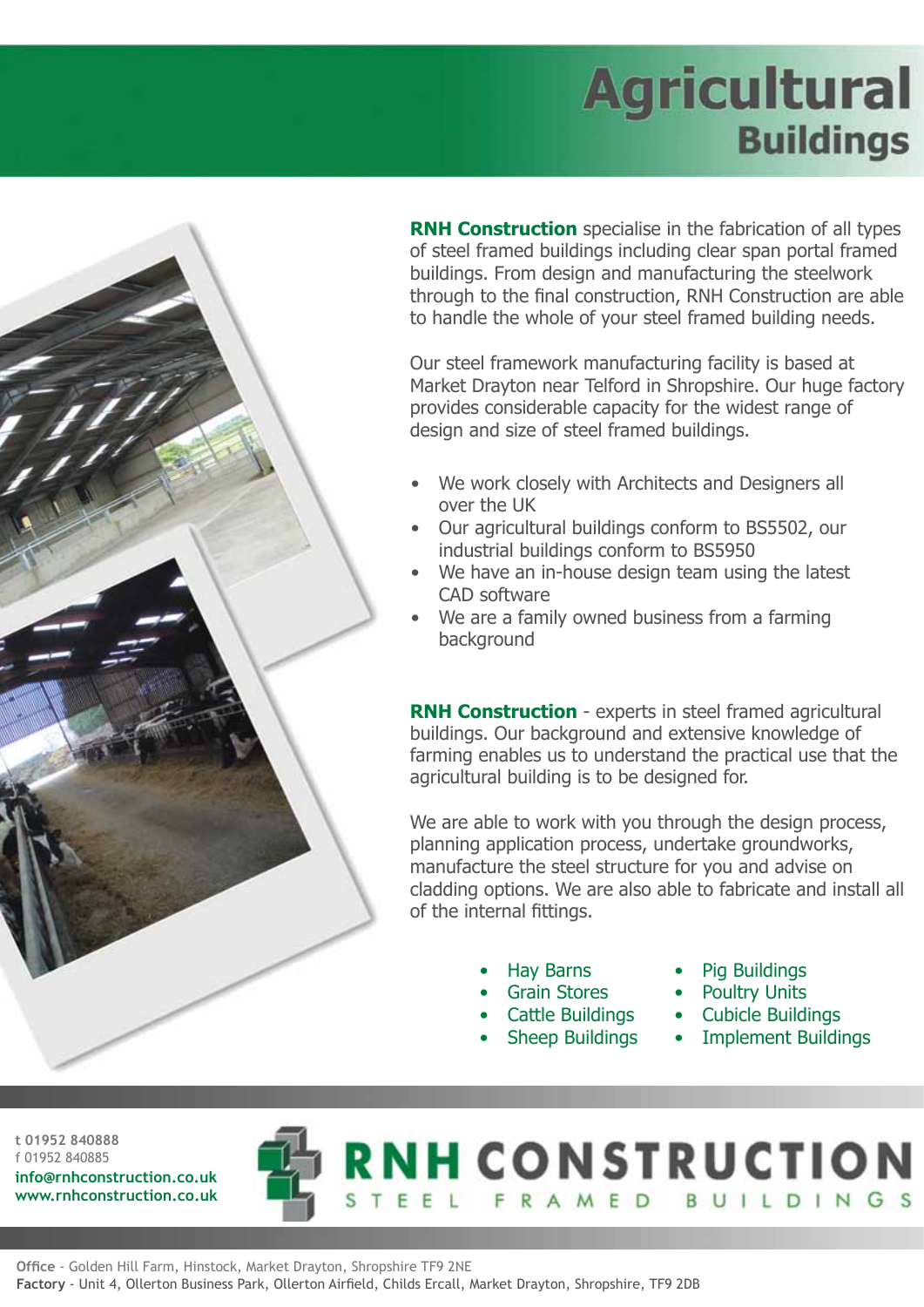# Agricultural Buildings

**RNH Construction** specialise in the fabrication of all types of steel framed buildings including clear span portal framed buildings. From design and manufacturing the steelwork through to the final construction, RNH Construction are able to handle the whole of your steel framed building needs.

Our steel framework manufacturing facility is based at Market Drayton near Telford in Shropshire. Our huge factory provides considerable capacity for the widest range of design and size of steel framed buildings.

- We work closely with Architects and Designers all over the UK
- Our agricultural buildings conform to BS5502, our industrial buildings conform to BS5950
- We have an in-house design team using the latest CAD software
- We are a family owned business from a farming background

**RNH Construction** - experts in steel framed agricultural buildings. Our background and extensive knowledge of farming enables us to understand the practical use that the agricultural building is to be designed for.

We are able to work with you through the design process, planning application process, undertake groundworks, manufacture the steel structure for you and advise on cladding options. We are also able to fabricate and install all of the internal fittings.

- Hay Barns
- Grain Stores
- Cattle Buildings
- Sheep Buildings
- Pig Buildings
- Poultry Units
- Cubicle Buildings
- Implement Buildings

**t 01952 840888**
f 01952 840885
**info@rnhconstruction.co.uk**
**www.rnhconstruction.co.uk**

**RNH CONSTRUCTION**
STEEL FRAMED BUILDINGS

**Office** - Golden Hill Farm, Hinstock, Market Drayton, Shropshire TF9 2NE
**Factory** - Unit 4, Ollerton Business Park, Ollerton Airfield, Childs Ercall, Market Drayton, Shropshire, TF9 2DB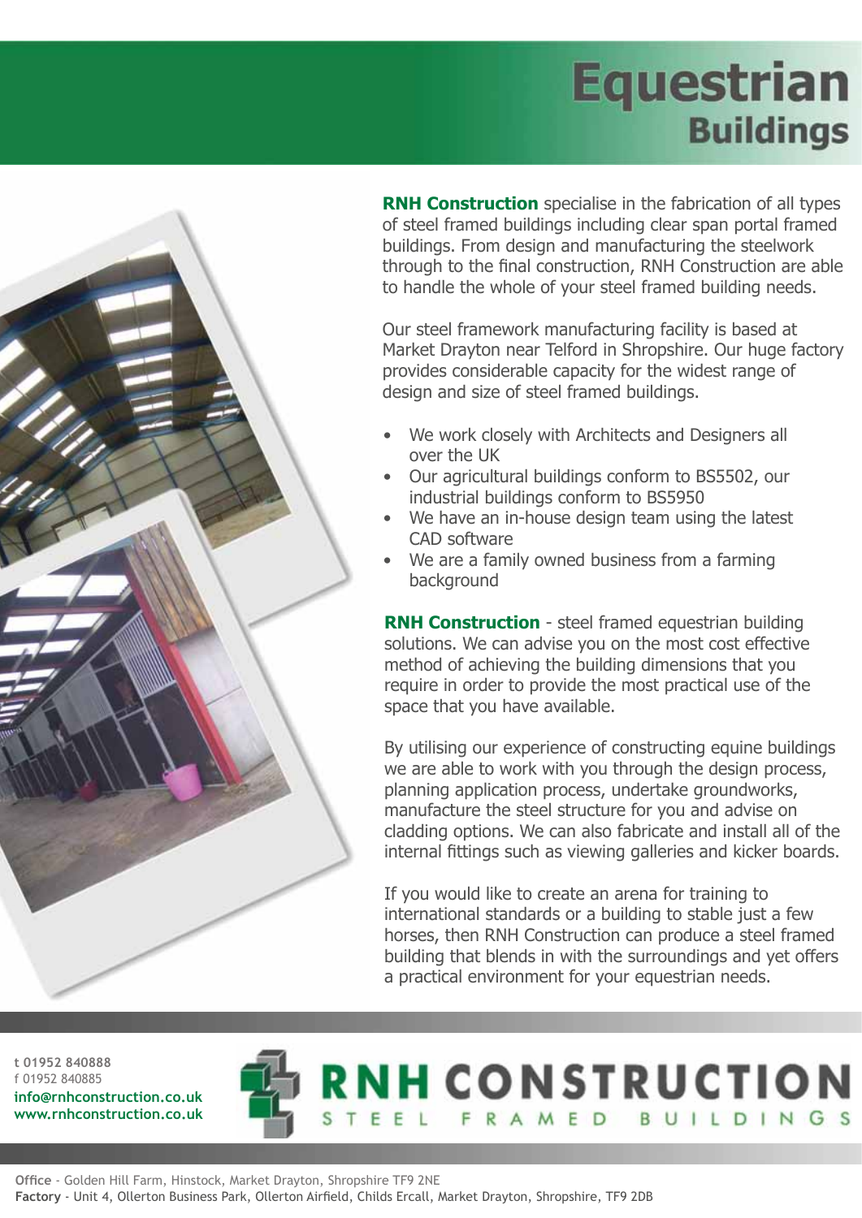# Equestrian Buildings

**RNH Construction** specialise in the fabrication of all types of steel framed buildings including clear span portal framed buildings. From design and manufacturing the steelwork through to the final construction, RNH Construction are able to handle the whole of your steel framed building needs.

Our steel framework manufacturing facility is based at Market Drayton near Telford in Shropshire. Our huge factory provides considerable capacity for the widest range of design and size of steel framed buildings.

- We work closely with Architects and Designers all over the UK
- Our agricultural buildings conform to BS5502, our industrial buildings conform to BS5950
- We have an in-house design team using the latest CAD software
- We are a family owned business from a farming background

**RNH Construction** - steel framed equestrian building solutions. We can advise you on the most cost effective method of achieving the building dimensions that you require in order to provide the most practical use of the space that you have available.

By utilising our experience of constructing equine buildings we are able to work with you through the design process, planning application process, undertake groundworks, manufacture the steel structure for you and advise on cladding options. We can also fabricate and install all of the internal fittings such as viewing galleries and kicker boards.

If you would like to create an arena for training to international standards or a building to stable just a few horses, then RNH Construction can produce a steel framed building that blends in with the surroundings and yet offers a practical environment for your equestrian needs.

**t 01952 840888**
f 01952 840885
**info@rnhconstruction.co.uk**
**www.rnhconstruction.co.uk**

**RNH CONSTRUCTION**
STEEL FRAMED BUILDINGS

**Office** - Golden Hill Farm, Hinstock, Market Drayton, Shropshire TF9 2NE
**Factory** - Unit 4, Ollerton Business Park, Ollerton Airfield, Childs Ercall, Market Drayton, Shropshire, TF9 2DB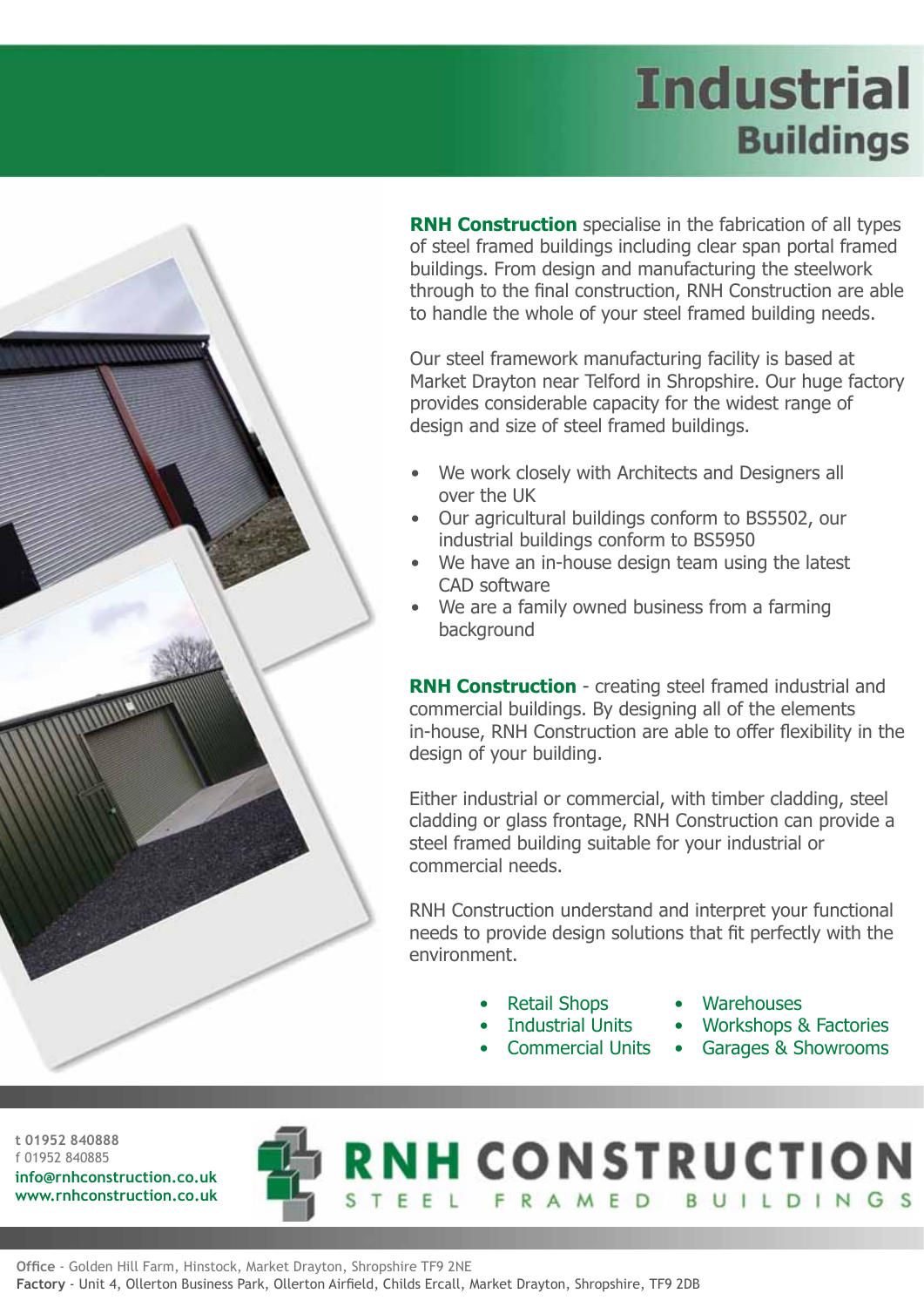# Industrial Buildings

**RNH Construction** specialise in the fabrication of all types of steel framed buildings including clear span portal framed buildings. From design and manufacturing the steelwork through to the final construction, RNH Construction are able to handle the whole of your steel framed building needs.

Our steel framework manufacturing facility is based at Market Drayton near Telford in Shropshire. Our huge factory provides considerable capacity for the widest range of design and size of steel framed buildings.

- We work closely with Architects and Designers all over the UK
- Our agricultural buildings conform to BS5502, our industrial buildings conform to BS5950
- We have an in-house design team using the latest CAD software
- We are a family owned business from a farming background

**RNH Construction** - creating steel framed industrial and commercial buildings. By designing all of the elements in-house, RNH Construction are able to offer flexibility in the design of your building.

Either industrial or commercial, with timber cladding, steel cladding or glass frontage, RNH Construction can provide a steel framed building suitable for your industrial or commercial needs.

RNH Construction understand and interpret your functional needs to provide design solutions that fit perfectly with the environment.

- Retail Shops
- Industrial Units
- Commercial Units
- Warehouses
- Workshops & Factories
- Garages & Showrooms

**t 01952 840888**
f 01952 840885
**info@rnhconstruction.co.uk**
**www.rnhconstruction.co.uk**

**RNH CONSTRUCTION**
STEEL FRAMED BUILDINGS

**Office** - Golden Hill Farm, Hinstock, Market Drayton, Shropshire TF9 2NE
**Factory** - Unit 4, Ollerton Business Park, Ollerton Airfield, Childs Ercall, Market Drayton, Shropshire, TF9 2DB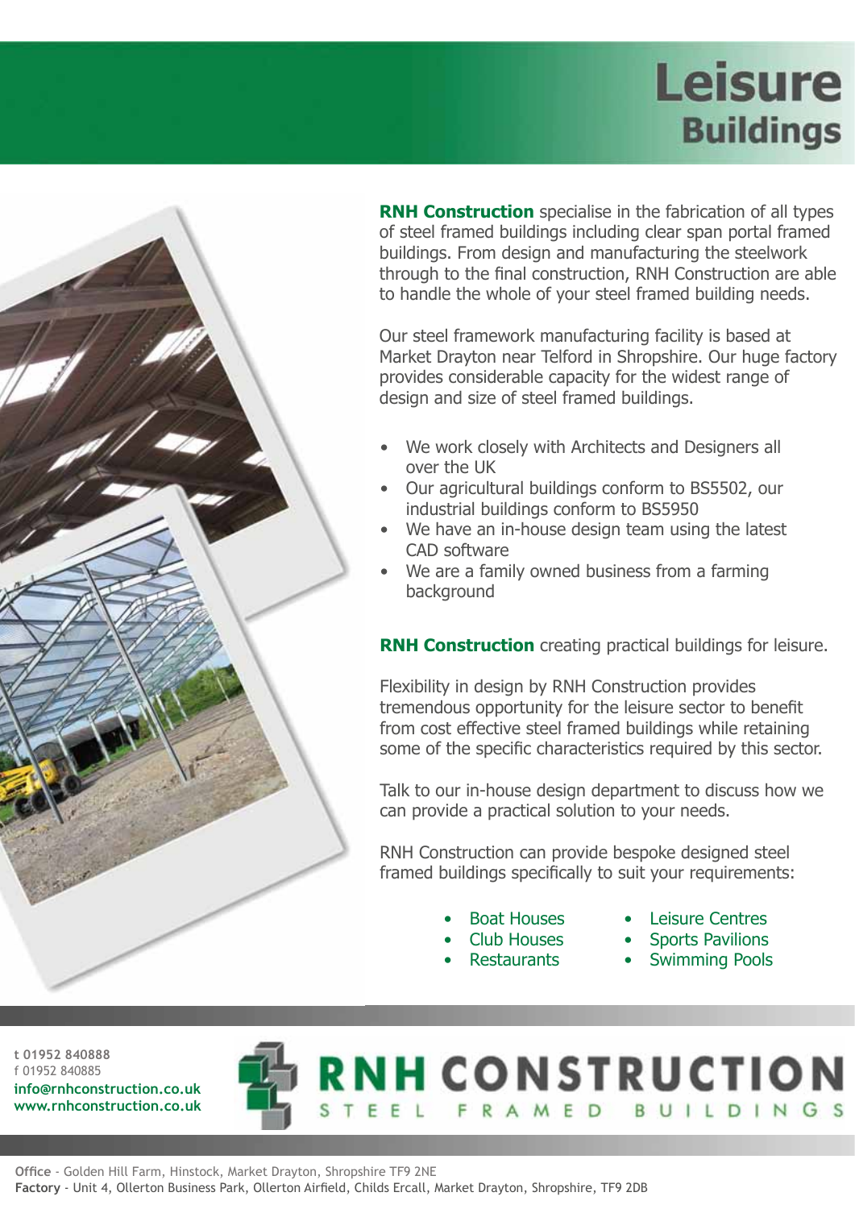# Leisure Buildings

**RNH Construction** specialise in the fabrication of all types of steel framed buildings including clear span portal framed buildings. From design and manufacturing the steelwork through to the final construction, RNH Construction are able to handle the whole of your steel framed building needs.

Our steel framework manufacturing facility is based at Market Drayton near Telford in Shropshire. Our huge factory provides considerable capacity for the widest range of design and size of steel framed buildings.

- We work closely with Architects and Designers all over the UK
- Our agricultural buildings conform to BS5502, our industrial buildings conform to BS5950
- We have an in-house design team using the latest CAD software
- We are a family owned business from a farming background

**RNH Construction** creating practical buildings for leisure.

Flexibility in design by RNH Construction provides tremendous opportunity for the leisure sector to benefit from cost effective steel framed buildings while retaining some of the specific characteristics required by this sector.

Talk to our in-house design department to discuss how we can provide a practical solution to your needs.

RNH Construction can provide bespoke designed steel framed buildings specifically to suit your requirements:

- Boat Houses
- Club Houses
- Restaurants
- Leisure Centres
- Sports Pavilions
- Swimming Pools

**t 01952 840888**
f 01952 840885
**info@rnhconstruction.co.uk**
**www.rnhconstruction.co.uk**

**RNH CONSTRUCTION**
STEEL FRAMED BUILDINGS

**Office** - Golden Hill Farm, Hinstock, Market Drayton, Shropshire TF9 2NE
**Factory** - Unit 4, Ollerton Business Park, Ollerton Airfield, Childs Ercall, Market Drayton, Shropshire, TF9 2DB